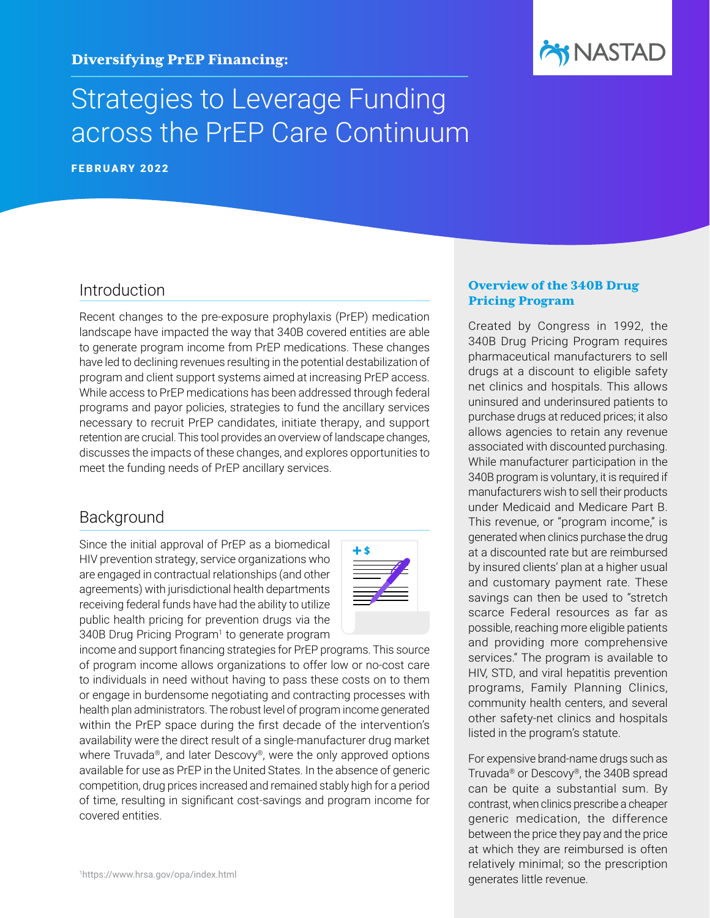**Diversifying PrEP Financing:**

# Strategies to Leverage Funding across the PrEP Care Continuum

**FEBRUARY 2022**

## Introduction

Recent changes to the pre-exposure prophylaxis (PrEP) medication landscape have impacted the way that 340B covered entities are able to generate program income from PrEP medications. These changes have led to declining revenues resulting in the potential destabilization of program and client support systems aimed at increasing PrEP access. While access to PrEP medications has been addressed through federal programs and payor policies, strategies to fund the ancillary services necessary to recruit PrEP candidates, initiate therapy, and support retention are crucial. This tool provides an overview of landscape changes, discusses the impacts of these changes, and explores opportunities to meet the funding needs of PrEP ancillary services.

## Background

Since the initial approval of PrEP as a biomedical HIV prevention strategy, service organizations who are engaged in contractual relationships (and other agreements) with jurisdictional health departments receiving federal funds have had the ability to utilize public health pricing for prevention drugs via the 340B Drug Pricing Program[1] to generate program income and support financing strategies for PrEP programs. This source of program income allows organizations to offer low or no-cost care to individuals in need without having to pass these costs on to them or engage in burdensome negotiating and contracting processes with health plan administrators. The robust level of program income generated within the PrEP space during the first decade of the intervention's availability were the direct result of a single-manufacturer drug market where Truvada®, and later Descovy®, were the only approved options available for use as PrEP in the United States. In the absence of generic competition, drug prices increased and remained stably high for a period of time, resulting in significant cost-savings and program income for covered entities.

[1]https://www.hrsa.gov/opa/index.html

### Overview of the 340B Drug Pricing Program

Created by Congress in 1992, the 340B Drug Pricing Program requires pharmaceutical manufacturers to sell drugs at a discount to eligible safety net clinics and hospitals. This allows uninsured and underinsured patients to purchase drugs at reduced prices; it also allows agencies to retain any revenue associated with discounted purchasing. While manufacturer participation in the 340B program is voluntary, it is required if manufacturers wish to sell their products under Medicaid and Medicare Part B. This revenue, or "program income," is generated when clinics purchase the drug at a discounted rate but are reimbursed by insured clients' plan at a higher usual and customary payment rate. These savings can then be used to "stretch scarce Federal resources as far as possible, reaching more eligible patients and providing more comprehensive services." The program is available to HIV, STD, and viral hepatitis prevention programs, Family Planning Clinics, community health centers, and several other safety-net clinics and hospitals listed in the program's statute.

For expensive brand-name drugs such as Truvada® or Descovy®, the 340B spread can be quite a substantial sum. By contrast, when clinics prescribe a cheaper generic medication, the difference between the price they pay and the price at which they are reimbursed is often relatively minimal; so the prescription generates little revenue.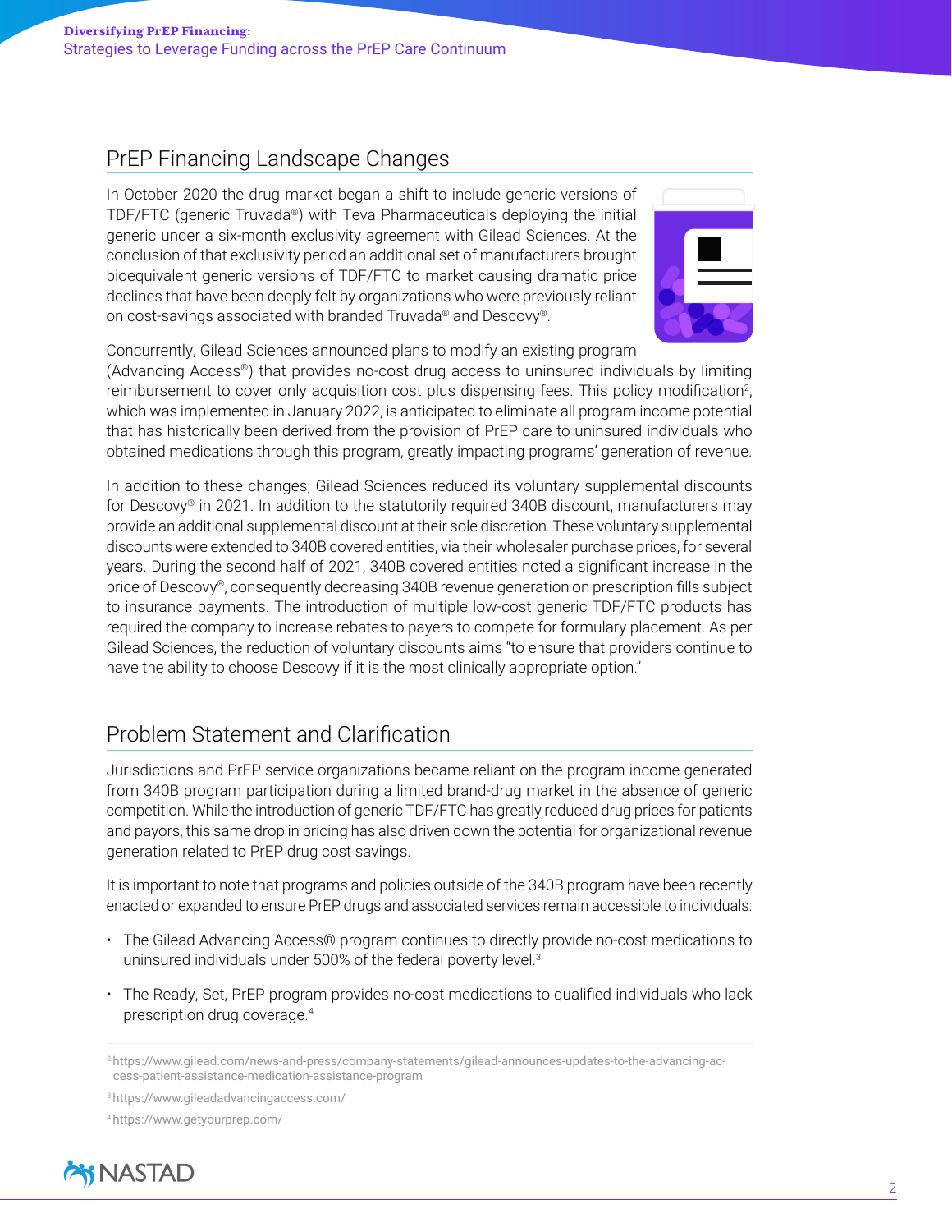## PrEP Financing Landscape Changes

In October 2020 the drug market began a shift to include generic versions of TDF/FTC (generic Truvada®) with Teva Pharmaceuticals deploying the initial generic under a six-month exclusivity agreement with Gilead Sciences. At the conclusion of that exclusivity period an additional set of manufacturers brought bioequivalent generic versions of TDF/FTC to market causing dramatic price declines that have been deeply felt by organizations who were previously reliant on cost-savings associated with branded Truvada® and Descovy®.

Concurrently, Gilead Sciences announced plans to modify an existing program (Advancing Access®) that provides no-cost drug access to uninsured individuals by limiting reimbursement to cover only acquisition cost plus dispensing fees. This policy modification[2], which was implemented in January 2022, is anticipated to eliminate all program income potential that has historically been derived from the provision of PrEP care to uninsured individuals who obtained medications through this program, greatly impacting programs' generation of revenue.

In addition to these changes, Gilead Sciences reduced its voluntary supplemental discounts for Descovy® in 2021. In addition to the statutorily required 340B discount, manufacturers may provide an additional supplemental discount at their sole discretion. These voluntary supplemental discounts were extended to 340B covered entities, via their wholesaler purchase prices, for several years. During the second half of 2021, 340B covered entities noted a significant increase in the price of Descovy®, consequently decreasing 340B revenue generation on prescription fills subject to insurance payments. The introduction of multiple low-cost generic TDF/FTC products has required the company to increase rebates to payers to compete for formulary placement. As per Gilead Sciences, the reduction of voluntary discounts aims "to ensure that providers continue to have the ability to choose Descovy if it is the most clinically appropriate option."

## Problem Statement and Clarification

Jurisdictions and PrEP service organizations became reliant on the program income generated from 340B program participation during a limited brand-drug market in the absence of generic competition. While the introduction of generic TDF/FTC has greatly reduced drug prices for patients and payors, this same drop in pricing has also driven down the potential for organizational revenue generation related to PrEP drug cost savings.

It is important to note that programs and policies outside of the 340B program have been recently enacted or expanded to ensure PrEP drugs and associated services remain accessible to individuals:

- The Gilead Advancing Access® program continues to directly provide no-cost medications to uninsured individuals under 500% of the federal poverty level.[3]
- The Ready, Set, PrEP program provides no-cost medications to qualified individuals who lack prescription drug coverage.[4]

[2] https://www.gilead.com/news-and-press/company-statements/gilead-announces-updates-to-the-advancing-access-patient-assistance-medication-assistance-program

[3] https://www.gileadadvancingaccess.com/

[4] https://www.getyourprep.com/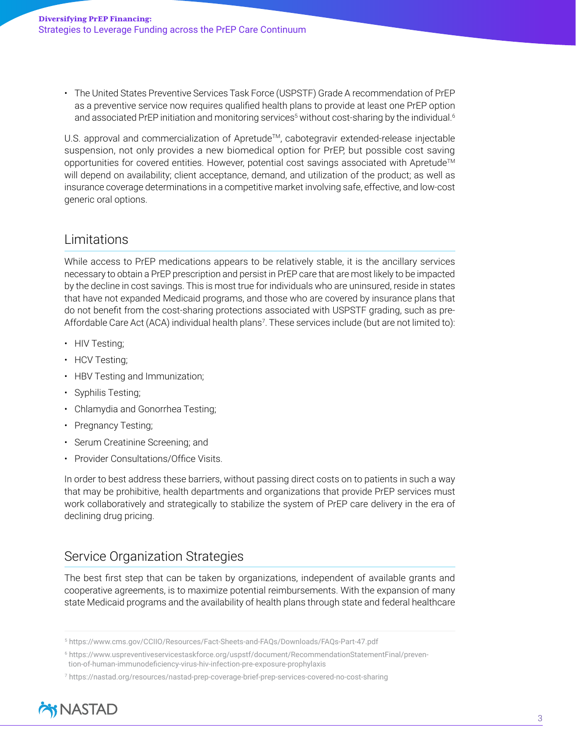- The United States Preventive Services Task Force (USPSTF) Grade A recommendation of PrEP as a preventive service now requires qualified health plans to provide at least one PrEP option and associated PrEP initiation and monitoring services[5] without cost-sharing by the individual.[6]

U.S. approval and commercialization of Apretude™, cabotegravir extended-release injectable suspension, not only provides a new biomedical option for PrEP, but possible cost saving opportunities for covered entities. However, potential cost savings associated with Apretude™ will depend on availability; client acceptance, demand, and utilization of the product; as well as insurance coverage determinations in a competitive market involving safe, effective, and low-cost generic oral options.

## Limitations

While access to PrEP medications appears to be relatively stable, it is the ancillary services necessary to obtain a PrEP prescription and persist in PrEP care that are most likely to be impacted by the decline in cost savings. This is most true for individuals who are uninsured, reside in states that have not expanded Medicaid programs, and those who are covered by insurance plans that do not benefit from the cost-sharing protections associated with USPSTF grading, such as pre-Affordable Care Act (ACA) individual health plans[7]. These services include (but are not limited to):

- HIV Testing;
- HCV Testing;
- HBV Testing and Immunization;
- Syphilis Testing;
- Chlamydia and Gonorrhea Testing;
- Pregnancy Testing;
- Serum Creatinine Screening; and
- Provider Consultations/Office Visits.

In order to best address these barriers, without passing direct costs on to patients in such a way that may be prohibitive, health departments and organizations that provide PrEP services must work collaboratively and strategically to stabilize the system of PrEP care delivery in the era of declining drug pricing.

## Service Organization Strategies

The best first step that can be taken by organizations, independent of available grants and cooperative agreements, is to maximize potential reimbursements. With the expansion of many state Medicaid programs and the availability of health plans through state and federal healthcare

[5] https://www.cms.gov/CCIIO/Resources/Fact-Sheets-and-FAQs/Downloads/FAQs-Part-47.pdf

[6] https://www.uspreventiveservicestaskforce.org/uspstf/document/RecommendationStatementFinal/prevention-of-human-immunodeficiency-virus-hiv-infection-pre-exposure-prophylaxis

[7] https://nastad.org/resources/nastad-prep-coverage-brief-prep-services-covered-no-cost-sharing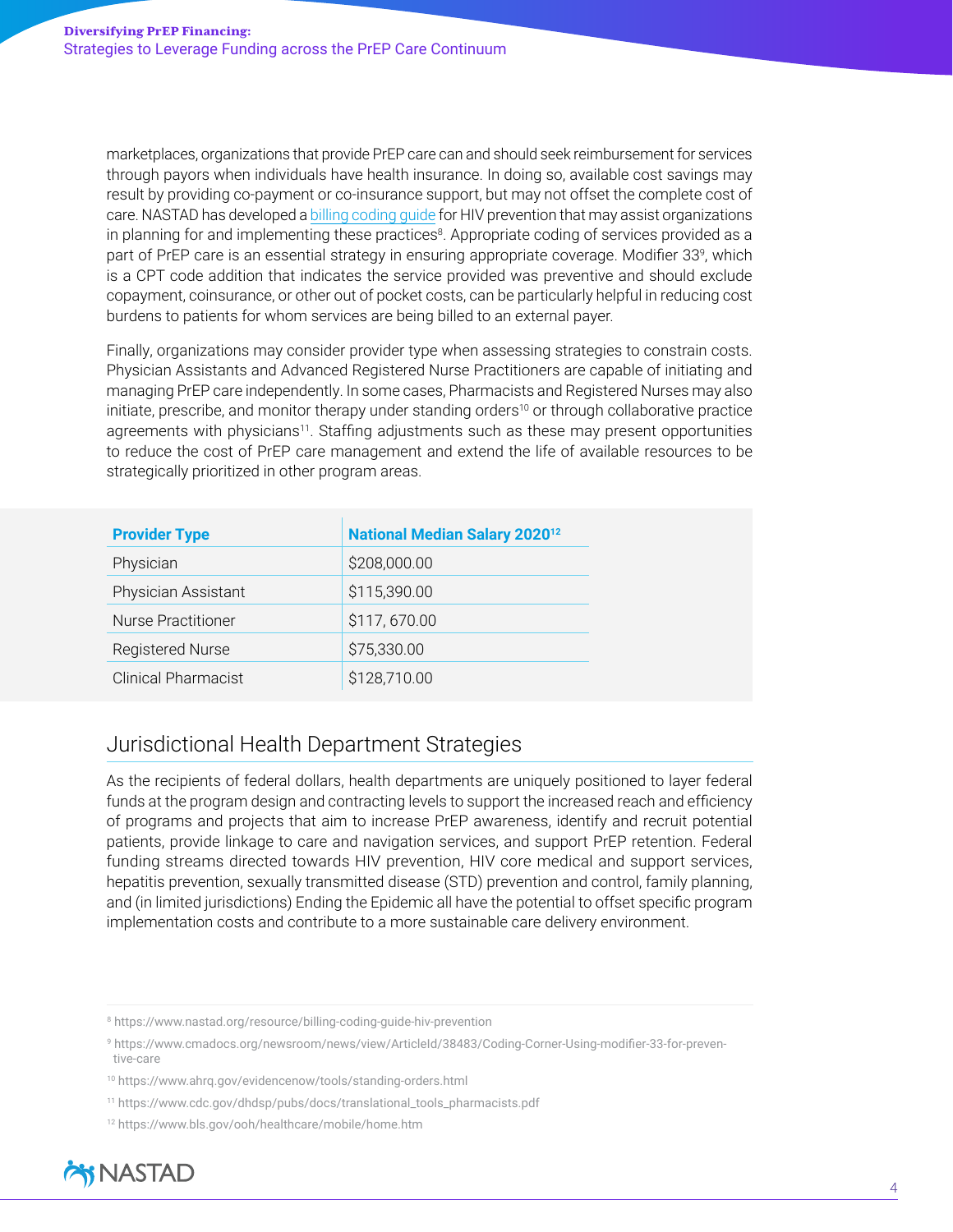marketplaces, organizations that provide PrEP care can and should seek reimbursement for services through payors when individuals have health insurance. In doing so, available cost savings may result by providing co-payment or co-insurance support, but may not offset the complete cost of care. NASTAD has developed a billing coding guide for HIV prevention that may assist organizations in planning for and implementing these practices[8]. Appropriate coding of services provided as a part of PrEP care is an essential strategy in ensuring appropriate coverage. Modifier 33[9], which is a CPT code addition that indicates the service provided was preventive and should exclude copayment, coinsurance, or other out of pocket costs, can be particularly helpful in reducing cost burdens to patients for whom services are being billed to an external payer.

Finally, organizations may consider provider type when assessing strategies to constrain costs. Physician Assistants and Advanced Registered Nurse Practitioners are capable of initiating and managing PrEP care independently. In some cases, Pharmacists and Registered Nurses may also initiate, prescribe, and monitor therapy under standing orders[10] or through collaborative practice agreements with physicians[11]. Staffing adjustments such as these may present opportunities to reduce the cost of PrEP care management and extend the life of available resources to be strategically prioritized in other program areas.

| Provider Type | National Median Salary 2020[12] |
|---|---|
| Physician | $208,000.00 |
| Physician Assistant | $115,390.00 |
| Nurse Practitioner | $117, 670.00 |
| Registered Nurse | $75,330.00 |
| Clinical Pharmacist | $128,710.00 |

## Jurisdictional Health Department Strategies

As the recipients of federal dollars, health departments are uniquely positioned to layer federal funds at the program design and contracting levels to support the increased reach and efficiency of programs and projects that aim to increase PrEP awareness, identify and recruit potential patients, provide linkage to care and navigation services, and support PrEP retention. Federal funding streams directed towards HIV prevention, HIV core medical and support services, hepatitis prevention, sexually transmitted disease (STD) prevention and control, family planning, and (in limited jurisdictions) Ending the Epidemic all have the potential to offset specific program implementation costs and contribute to a more sustainable care delivery environment.

---

[8] https://www.nastad.org/resource/billing-coding-guide-hiv-prevention

[9] https://www.cmadocs.org/newsroom/news/view/ArticleId/38483/Coding-Corner-Using-modifier-33-for-preventive-care

[10] https://www.ahrq.gov/evidencenow/tools/standing-orders.html

[11] https://www.cdc.gov/dhdsp/pubs/docs/translational_tools_pharmacists.pdf

[12] https://www.bls.gov/ooh/healthcare/mobile/home.htm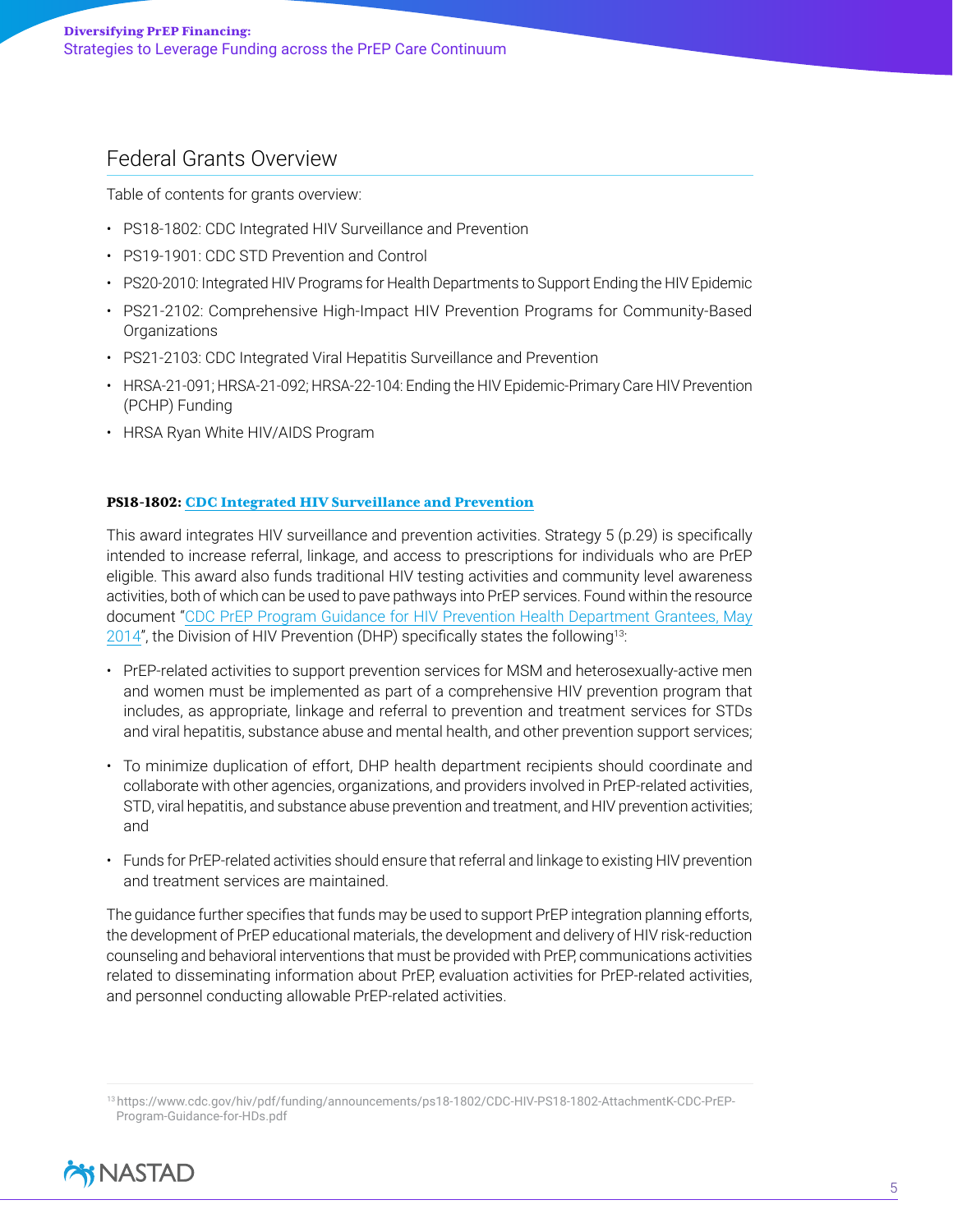## Federal Grants Overview

Table of contents for grants overview:

- PS18-1802: CDC Integrated HIV Surveillance and Prevention
- PS19-1901: CDC STD Prevention and Control
- PS20-2010: Integrated HIV Programs for Health Departments to Support Ending the HIV Epidemic
- PS21-2102: Comprehensive High-Impact HIV Prevention Programs for Community-Based Organizations
- PS21-2103: CDC Integrated Viral Hepatitis Surveillance and Prevention
- HRSA-21-091; HRSA-21-092; HRSA-22-104: Ending the HIV Epidemic-Primary Care HIV Prevention (PCHP) Funding
- HRSA Ryan White HIV/AIDS Program

### PS18-1802: CDC Integrated HIV Surveillance and Prevention

This award integrates HIV surveillance and prevention activities. Strategy 5 (p.29) is specifically intended to increase referral, linkage, and access to prescriptions for individuals who are PrEP eligible. This award also funds traditional HIV testing activities and community level awareness activities, both of which can be used to pave pathways into PrEP services. Found within the resource document "CDC PrEP Program Guidance for HIV Prevention Health Department Grantees, May 2014", the Division of HIV Prevention (DHP) specifically states the following[13]:

- PrEP-related activities to support prevention services for MSM and heterosexually-active men and women must be implemented as part of a comprehensive HIV prevention program that includes, as appropriate, linkage and referral to prevention and treatment services for STDs and viral hepatitis, substance abuse and mental health, and other prevention support services;
- To minimize duplication of effort, DHP health department recipients should coordinate and collaborate with other agencies, organizations, and providers involved in PrEP-related activities, STD, viral hepatitis, and substance abuse prevention and treatment, and HIV prevention activities; and
- Funds for PrEP-related activities should ensure that referral and linkage to existing HIV prevention and treatment services are maintained.

The guidance further specifies that funds may be used to support PrEP integration planning efforts, the development of PrEP educational materials, the development and delivery of HIV risk-reduction counseling and behavioral interventions that must be provided with PrEP, communications activities related to disseminating information about PrEP, evaluation activities for PrEP-related activities, and personnel conducting allowable PrEP-related activities.

[13] https://www.cdc.gov/hiv/pdf/funding/announcements/ps18-1802/CDC-HIV-PS18-1802-AttachmentK-CDC-PrEP-Program-Guidance-for-HDs.pdf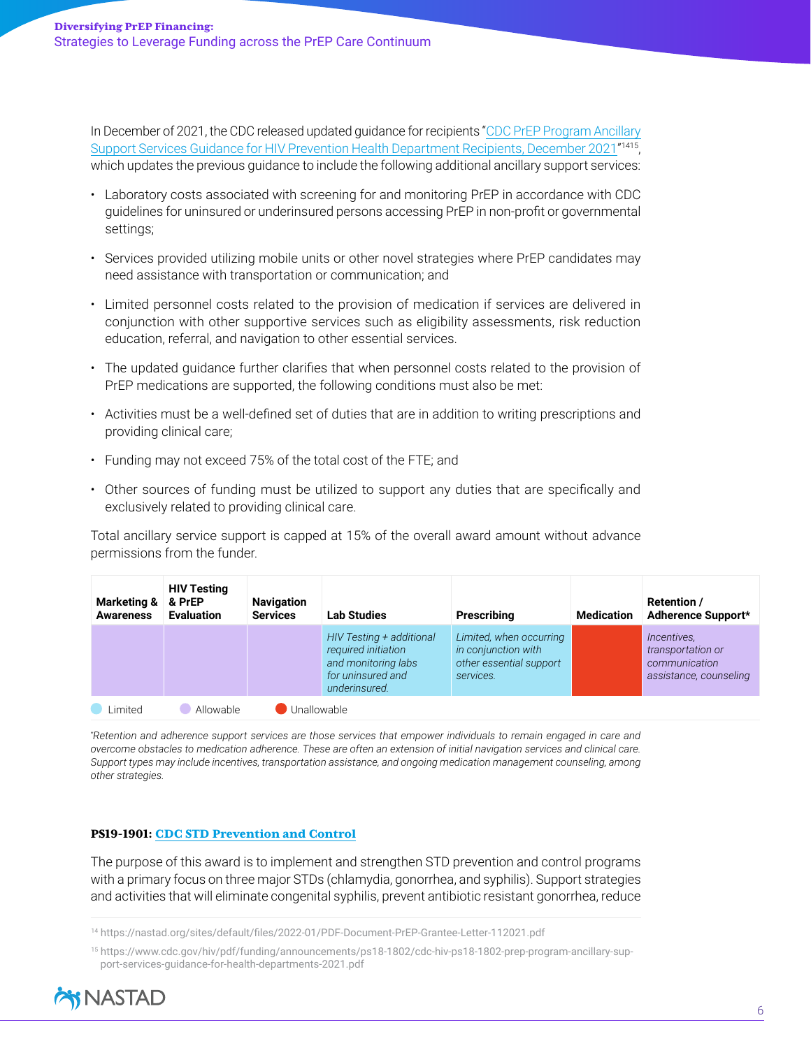In December of 2021, the CDC released updated guidance for recipients "[CDC PrEP Program Ancillary Support Services Guidance for HIV Prevention Health Department Recipients, December 2021](https://www.cdc.gov/hiv/pdf/funding/announcements/ps18-1802/cdc-hiv-ps18-1802-prep-program-ancillary-support-services-guidance-for-health-departments-2021.pdf)"[14][15], which updates the previous guidance to include the following additional ancillary support services:

- Laboratory costs associated with screening for and monitoring PrEP in accordance with CDC guidelines for uninsured or underinsured persons accessing PrEP in non-profit or governmental settings;
- Services provided utilizing mobile units or other novel strategies where PrEP candidates may need assistance with transportation or communication; and
- Limited personnel costs related to the provision of medication if services are delivered in conjunction with other supportive services such as eligibility assessments, risk reduction education, referral, and navigation to other essential services.
- The updated guidance further clarifies that when personnel costs related to the provision of PrEP medications are supported, the following conditions must also be met:
- Activities must be a well-defined set of duties that are in addition to writing prescriptions and providing clinical care;
- Funding may not exceed 75% of the total cost of the FTE; and
- Other sources of funding must be utilized to support any duties that are specifically and exclusively related to providing clinical care.

Total ancillary service support is capped at 15% of the overall award amount without advance permissions from the funder.

| Marketing & Awareness | HIV Testing & PrEP Evaluation | Navigation Services | Lab Studies | Prescribing | Medication | Retention / Adherence Support* |
|---|---|---|---|---|---|---|
| Allowable | Allowable | Allowable | Limited: *HIV Testing + additional required initiation and monitoring labs for uninsured and underinsured.* | Limited: *Limited, when occurring in conjunction with other essential support services.* | Unallowable | Allowable: *Incentives, transportation or communication assistance, counseling* |

Limited | Allowable | Unallowable

*\*Retention and adherence support services are those services that empower individuals to remain engaged in care and overcome obstacles to medication adherence. These are often an extension of initial navigation services and clinical care. Support types may include incentives, transportation assistance, and ongoing medication management counseling, among other strategies.*

**PS19-1901: CDC STD Prevention and Control**

The purpose of this award is to implement and strengthen STD prevention and control programs with a primary focus on three major STDs (chlamydia, gonorrhea, and syphilis). Support strategies and activities that will eliminate congenital syphilis, prevent antibiotic resistant gonorrhea, reduce

[14] https://nastad.org/sites/default/files/2022-01/PDF-Document-PrEP-Grantee-Letter-112021.pdf

[15] https://www.cdc.gov/hiv/pdf/funding/announcements/ps18-1802/cdc-hiv-ps18-1802-prep-program-ancillary-support-services-guidance-for-health-departments-2021.pdf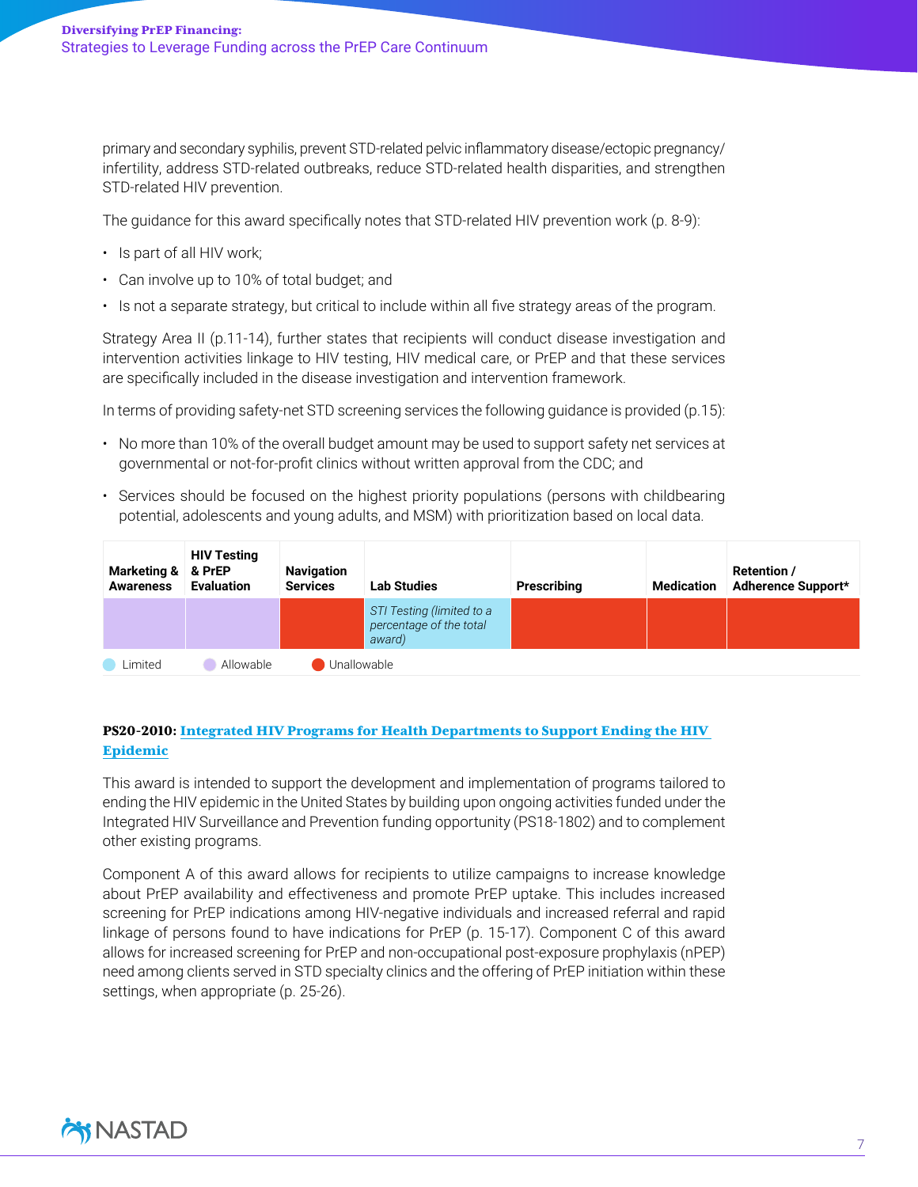primary and secondary syphilis, prevent STD-related pelvic inflammatory disease/ectopic pregnancy/ infertility, address STD-related outbreaks, reduce STD-related health disparities, and strengthen STD-related HIV prevention.

The guidance for this award specifically notes that STD-related HIV prevention work (p. 8-9):

- Is part of all HIV work;
- Can involve up to 10% of total budget; and
- Is not a separate strategy, but critical to include within all five strategy areas of the program.

Strategy Area II (p.11-14), further states that recipients will conduct disease investigation and intervention activities linkage to HIV testing, HIV medical care, or PrEP and that these services are specifically included in the disease investigation and intervention framework.

In terms of providing safety-net STD screening services the following guidance is provided (p.15):

- No more than 10% of the overall budget amount may be used to support safety net services at governmental or not-for-profit clinics without written approval from the CDC; and
- Services should be focused on the highest priority populations (persons with childbearing potential, adolescents and young adults, and MSM) with prioritization based on local data.

| Marketing & Awareness | HIV Testing & PrEP Evaluation | Navigation Services | Lab Studies | Prescribing | Medication | Retention / Adherence Support* |
|---|---|---|---|---|---|---|
| Allowable | Allowable | Unallowable | Limited: *STI Testing (limited to a percentage of the total award)* | Unallowable | Unallowable | Unallowable |

Legend: Limited | Allowable | Unallowable

**PS20-2010: Integrated HIV Programs for Health Departments to Support Ending the HIV Epidemic**

This award is intended to support the development and implementation of programs tailored to ending the HIV epidemic in the United States by building upon ongoing activities funded under the Integrated HIV Surveillance and Prevention funding opportunity (PS18-1802) and to complement other existing programs.

Component A of this award allows for recipients to utilize campaigns to increase knowledge about PrEP availability and effectiveness and promote PrEP uptake. This includes increased screening for PrEP indications among HIV-negative individuals and increased referral and rapid linkage of persons found to have indications for PrEP (p. 15-17). Component C of this award allows for increased screening for PrEP and non-occupational post-exposure prophylaxis (nPEP) need among clients served in STD specialty clinics and the offering of PrEP initiation within these settings, when appropriate (p. 25-26).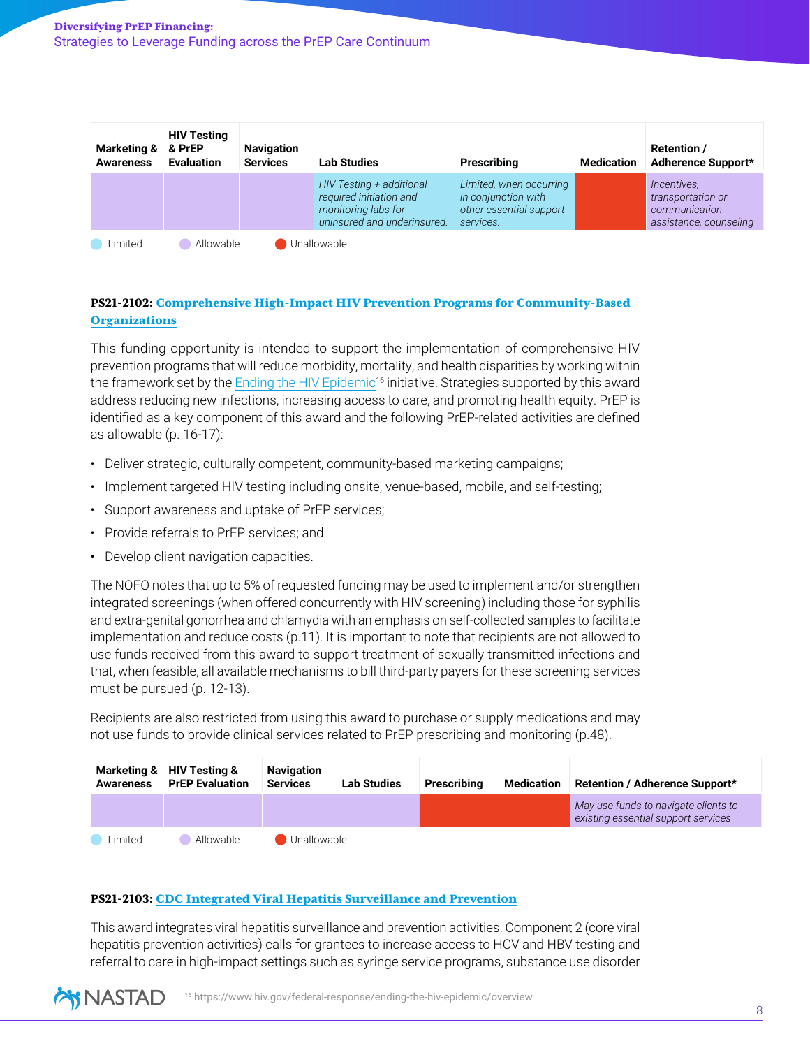| Marketing & Awareness | HIV Testing & PrEP Evaluation | Navigation Services | Lab Studies | Prescribing | Medication | Retention / Adherence Support* |
|---|---|---|---|---|---|---|
| Allowable | Allowable | Allowable | Limited: *HIV Testing + additional required initiation and monitoring labs for uninsured and underinsured.* | Limited: *Limited, when occurring in conjunction with other essential support services.* | Unallowable | Allowable: *Incentives, transportation or communication assistance, counseling* |

Limited · Allowable · Unallowable

**PS21-2102: Comprehensive High-Impact HIV Prevention Programs for Community-Based Organizations**

This funding opportunity is intended to support the implementation of comprehensive HIV prevention programs that will reduce morbidity, mortality, and health disparities by working within the framework set by the Ending the HIV Epidemic[16] initiative. Strategies supported by this award address reducing new infections, increasing access to care, and promoting health equity. PrEP is identified as a key component of this award and the following PrEP-related activities are defined as allowable (p. 16-17):

- Deliver strategic, culturally competent, community-based marketing campaigns;
- Implement targeted HIV testing including onsite, venue-based, mobile, and self-testing;
- Support awareness and uptake of PrEP services;
- Provide referrals to PrEP services; and
- Develop client navigation capacities.

The NOFO notes that up to 5% of requested funding may be used to implement and/or strengthen integrated screenings (when offered concurrently with HIV screening) including those for syphilis and extra-genital gonorrhea and chlamydia with an emphasis on self-collected samples to facilitate implementation and reduce costs (p.11). It is important to note that recipients are not allowed to use funds received from this award to support treatment of sexually transmitted infections and that, when feasible, all available mechanisms to bill third-party payers for these screening services must be pursued (p. 12-13).

Recipients are also restricted from using this award to purchase or supply medications and may not use funds to provide clinical services related to PrEP prescribing and monitoring (p.48).

| Marketing & Awareness | HIV Testing & PrEP Evaluation | Navigation Services | Lab Studies | Prescribing | Medication | Retention / Adherence Support* |
|---|---|---|---|---|---|---|
| Allowable | Allowable | Allowable | Allowable | Unallowable | Unallowable | Allowable: *May use funds to navigate clients to existing essential support services* |

Limited · Allowable · Unallowable

**PS21-2103: CDC Integrated Viral Hepatitis Surveillance and Prevention**

This award integrates viral hepatitis surveillance and prevention activities. Component 2 (core viral hepatitis prevention activities) calls for grantees to increase access to HCV and HBV testing and referral to care in high-impact settings such as syringe service programs, substance use disorder

[16] https://www.hiv.gov/federal-response/ending-the-hiv-epidemic/overview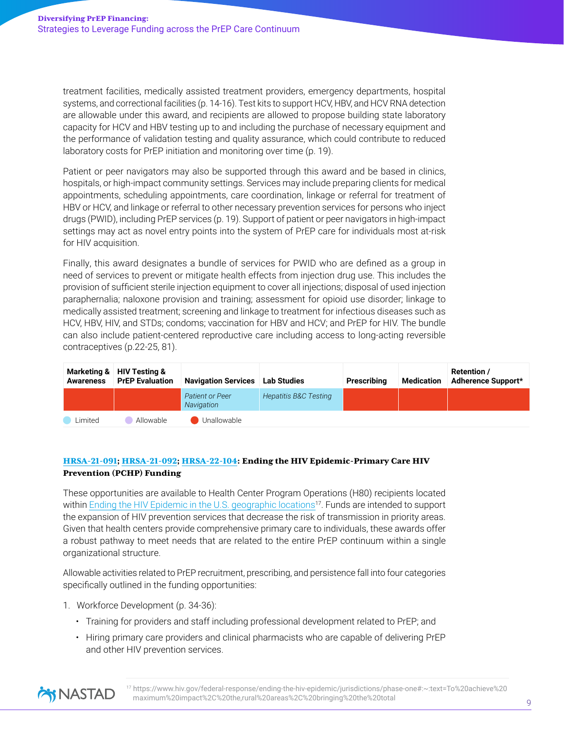treatment facilities, medically assisted treatment providers, emergency departments, hospital systems, and correctional facilities (p. 14-16). Test kits to support HCV, HBV, and HCV RNA detection are allowable under this award, and recipients are allowed to propose building state laboratory capacity for HCV and HBV testing up to and including the purchase of necessary equipment and the performance of validation testing and quality assurance, which could contribute to reduced laboratory costs for PrEP initiation and monitoring over time (p. 19).

Patient or peer navigators may also be supported through this award and be based in clinics, hospitals, or high-impact community settings. Services may include preparing clients for medical appointments, scheduling appointments, care coordination, linkage or referral for treatment of HBV or HCV, and linkage or referral to other necessary prevention services for persons who inject drugs (PWID), including PrEP services (p. 19). Support of patient or peer navigators in high-impact settings may act as novel entry points into the system of PrEP care for individuals most at-risk for HIV acquisition.

Finally, this award designates a bundle of services for PWID who are defined as a group in need of services to prevent or mitigate health effects from injection drug use. This includes the provision of sufficient sterile injection equipment to cover all injections; disposal of used injection paraphernalia; naloxone provision and training; assessment for opioid use disorder; linkage to medically assisted treatment; screening and linkage to treatment for infectious diseases such as HCV, HBV, HIV, and STDs; condoms; vaccination for HBV and HCV; and PrEP for HIV. The bundle can also include patient-centered reproductive care including access to long-acting reversible contraceptives (p.22-25, 81).

| Marketing & Awareness | HIV Testing & PrEP Evaluation | Navigation Services | Lab Studies | Prescribing | Medication | Retention / Adherence Support* |
|---|---|---|---|---|---|---|
| Unallowable | Unallowable | *Patient or Peer Navigation* (Limited) | *Hepatitis B&C Testing* (Limited) | Unallowable | Unallowable | Unallowable |

Limited · Allowable · Unallowable

**HRSA-21-091; HRSA-21-092; HRSA-22-104: Ending the HIV Epidemic-Primary Care HIV Prevention (PCHP) Funding**

These opportunities are available to Health Center Program Operations (H80) recipients located within Ending the HIV Epidemic in the U.S. geographic locations[17]. Funds are intended to support the expansion of HIV prevention services that decrease the risk of transmission in priority areas. Given that health centers provide comprehensive primary care to individuals, these awards offer a robust pathway to meet needs that are related to the entire PrEP continuum within a single organizational structure.

Allowable activities related to PrEP recruitment, prescribing, and persistence fall into four categories specifically outlined in the funding opportunities:

1. Workforce Development (p. 34-36):
   - Training for providers and staff including professional development related to PrEP; and
   - Hiring primary care providers and clinical pharmacists who are capable of delivering PrEP and other HIV prevention services.

[17] https://www.hiv.gov/federal-response/ending-the-hiv-epidemic/jurisdictions/phase-one#:~:text=To%20achieve%20maximum%20impact%2C%20the,rural%20areas%2C%20bringing%20the%20total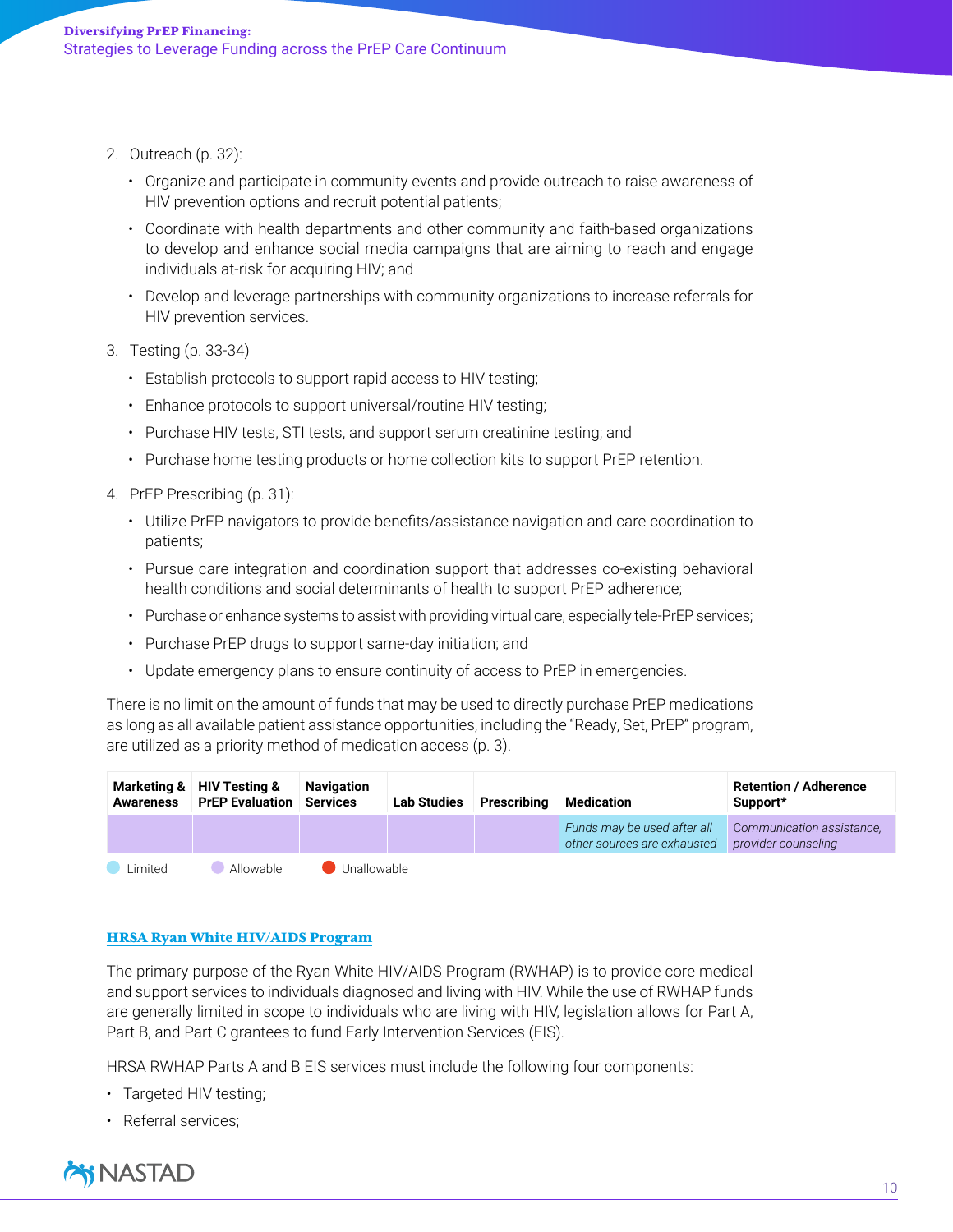2. Outreach (p. 32):
   - Organize and participate in community events and provide outreach to raise awareness of HIV prevention options and recruit potential patients;
   - Coordinate with health departments and other community and faith-based organizations to develop and enhance social media campaigns that are aiming to reach and engage individuals at-risk for acquiring HIV; and
   - Develop and leverage partnerships with community organizations to increase referrals for HIV prevention services.
3. Testing (p. 33-34)
   - Establish protocols to support rapid access to HIV testing;
   - Enhance protocols to support universal/routine HIV testing;
   - Purchase HIV tests, STI tests, and support serum creatinine testing; and
   - Purchase home testing products or home collection kits to support PrEP retention.
4. PrEP Prescribing (p. 31):
   - Utilize PrEP navigators to provide benefits/assistance navigation and care coordination to patients;
   - Pursue care integration and coordination support that addresses co-existing behavioral health conditions and social determinants of health to support PrEP adherence;
   - Purchase or enhance systems to assist with providing virtual care, especially tele-PrEP services;
   - Purchase PrEP drugs to support same-day initiation; and
   - Update emergency plans to ensure continuity of access to PrEP in emergencies.

There is no limit on the amount of funds that may be used to directly purchase PrEP medications as long as all available patient assistance opportunities, including the "Ready, Set, PrEP" program, are utilized as a priority method of medication access (p. 3).

| Marketing & Awareness | HIV Testing & PrEP Evaluation | Navigation Services | Lab Studies | Prescribing | Medication | Retention / Adherence Support* |
|---|---|---|---|---|---|---|
| | | | | | *Funds may be used after all other sources are exhausted* | *Communication assistance, provider counseling* |

Limited | Allowable | Unallowable

## [HRSA Ryan White HIV/AIDS Program]

The primary purpose of the Ryan White HIV/AIDS Program (RWHAP) is to provide core medical and support services to individuals diagnosed and living with HIV. While the use of RWHAP funds are generally limited in scope to individuals who are living with HIV, legislation allows for Part A, Part B, and Part C grantees to fund Early Intervention Services (EIS).

HRSA RWHAP Parts A and B EIS services must include the following four components:

- Targeted HIV testing;
- Referral services;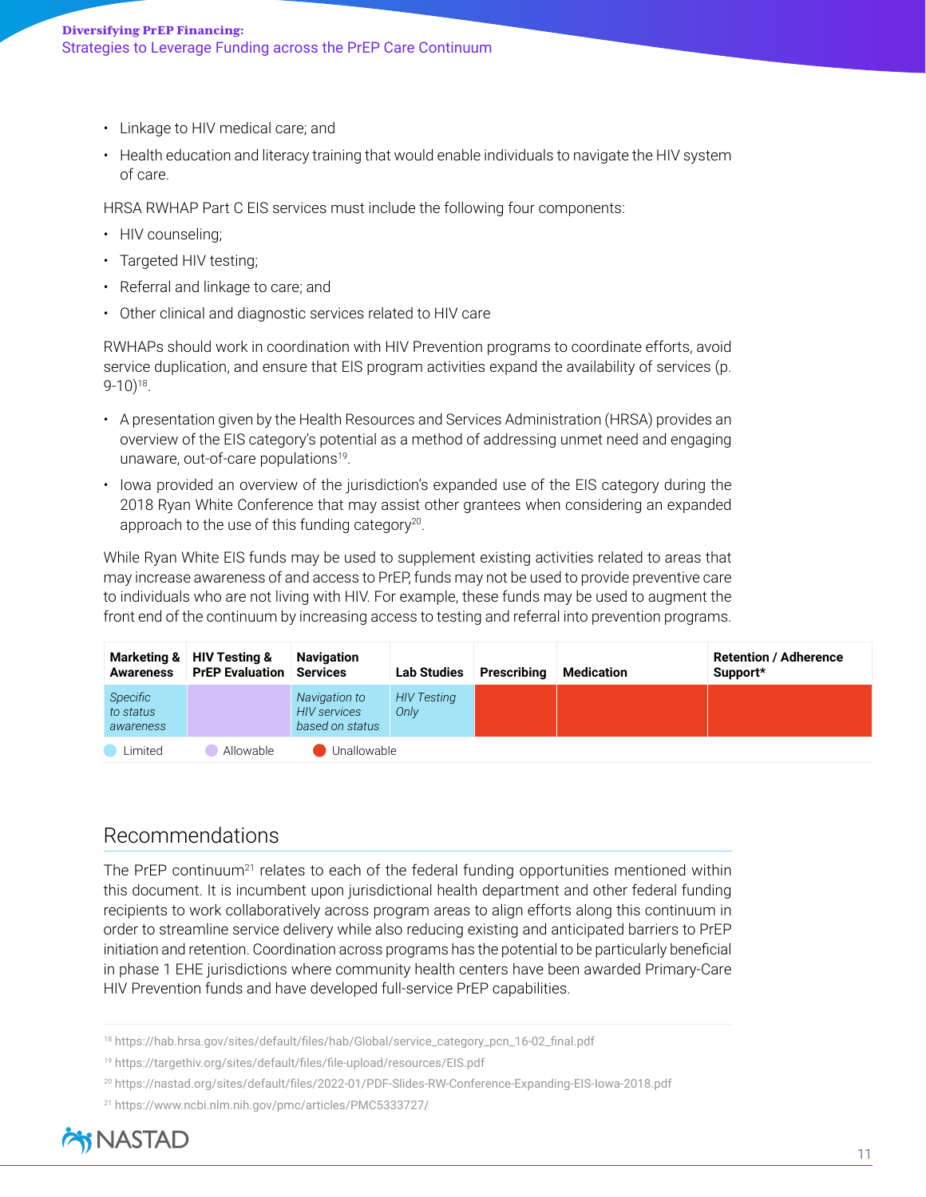- Linkage to HIV medical care; and
- Health education and literacy training that would enable individuals to navigate the HIV system of care.

HRSA RWHAP Part C EIS services must include the following four components:

- HIV counseling;
- Targeted HIV testing;
- Referral and linkage to care; and
- Other clinical and diagnostic services related to HIV care

RWHAPs should work in coordination with HIV Prevention programs to coordinate efforts, avoid service duplication, and ensure that EIS program activities expand the availability of services (p. 9-10)[18].

- A presentation given by the Health Resources and Services Administration (HRSA) provides an overview of the EIS category's potential as a method of addressing unmet need and engaging unaware, out-of-care populations[19].
- Iowa provided an overview of the jurisdiction's expanded use of the EIS category during the 2018 Ryan White Conference that may assist other grantees when considering an expanded approach to the use of this funding category[20].

While Ryan White EIS funds may be used to supplement existing activities related to areas that may increase awareness of and access to PrEP, funds may not be used to provide preventive care to individuals who are not living with HIV. For example, these funds may be used to augment the front end of the continuum by increasing access to testing and referral into prevention programs.

| Marketing & Awareness | HIV Testing & PrEP Evaluation | Navigation Services | Lab Studies | Prescribing | Medication | Retention / Adherence Support* |
|---|---|---|---|---|---|---|
| Limited: *Specific to status awareness* | Allowable | Limited: *Navigation to HIV services based on status* | Limited: *HIV Testing Only* | Unallowable | Unallowable | Unallowable |

Legend: Limited · Allowable · Unallowable

## Recommendations

The PrEP continuum[21] relates to each of the federal funding opportunities mentioned within this document. It is incumbent upon jurisdictional health department and other federal funding recipients to work collaboratively across program areas to align efforts along this continuum in order to streamline service delivery while also reducing existing and anticipated barriers to PrEP initiation and retention. Coordination across programs has the potential to be particularly beneficial in phase 1 EHE jurisdictions where community health centers have been awarded Primary-Care HIV Prevention funds and have developed full-service PrEP capabilities.

---

[18] https://hab.hrsa.gov/sites/default/files/hab/Global/service_category_pcn_16-02_final.pdf

[19] https://targethiv.org/sites/default/files/file-upload/resources/EIS.pdf

[20] https://nastad.org/sites/default/files/2022-01/PDF-Slides-RW-Conference-Expanding-EIS-Iowa-2018.pdf

[21] https://www.ncbi.nlm.nih.gov/pmc/articles/PMC5333727/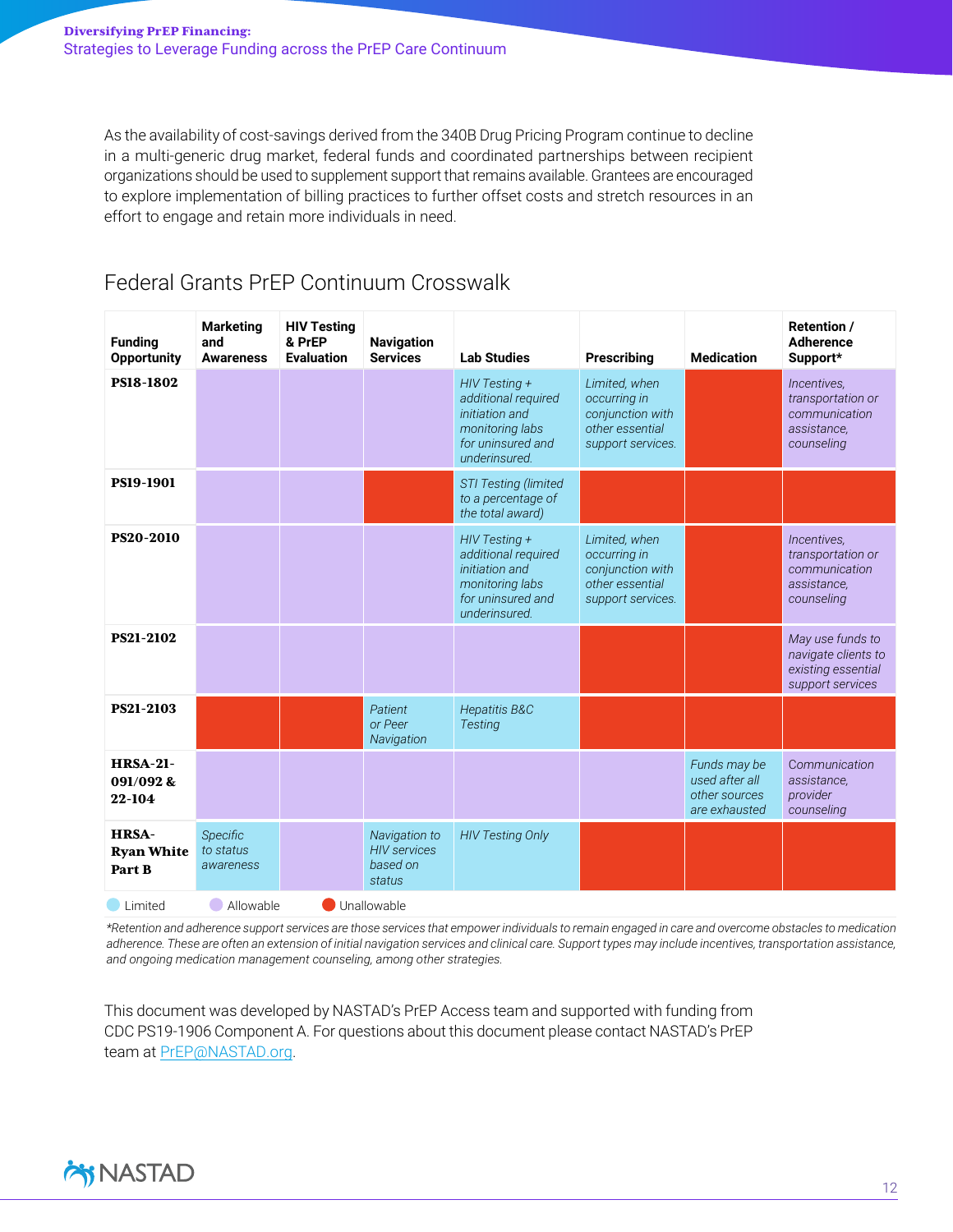As the availability of cost-savings derived from the 340B Drug Pricing Program continue to decline in a multi-generic drug market, federal funds and coordinated partnerships between recipient organizations should be used to supplement support that remains available. Grantees are encouraged to explore implementation of billing practices to further offset costs and stretch resources in an effort to engage and retain more individuals in need.

## Federal Grants PrEP Continuum Crosswalk

| Funding Opportunity | Marketing and Awareness | HIV Testing & PrEP Evaluation | Navigation Services | Lab Studies | Prescribing | Medication | Retention / Adherence Support* |
|---|---|---|---|---|---|---|---|
| **PS18-1802** | Allowable | Allowable | Allowable | (Limited) *HIV Testing + additional required initiation and monitoring labs for uninsured and underinsured.* | (Limited) *Limited, when occurring in conjunction with other essential support services.* | Unallowable | (Allowable) *Incentives, transportation or communication assistance, counseling* |
| **PS19-1901** | Allowable | Allowable | Unallowable | (Limited) *STI Testing (limited to a percentage of the total award)* | Unallowable | Unallowable | Unallowable |
| **PS20-2010** | Allowable | Allowable | Allowable | (Limited) *HIV Testing + additional required initiation and monitoring labs for uninsured and underinsured.* | (Limited) *Limited, when occurring in conjunction with other essential support services.* | Unallowable | (Allowable) *Incentives, transportation or communication assistance, counseling* |
| **PS21-2102** | Allowable | Allowable | Allowable | Allowable | Unallowable | Unallowable | (Allowable) *May use funds to navigate clients to existing essential support services* |
| **PS21-2103** | Unallowable | Unallowable | (Limited) *Patient or Peer Navigation* | (Limited) *Hepatitis B&C Testing* | Unallowable | Unallowable | Unallowable |
| **HRSA-21-091/092 & 22-104** | Allowable | Allowable | Allowable | Allowable | Allowable | (Allowable) *Funds may be used after all other sources are exhausted* | (Allowable) *Communication assistance, provider counseling* |
| **HRSA-Ryan White Part B** | (Limited) *Specific to status awareness* | Allowable | (Limited) *Navigation to HIV services based on status* | (Limited) *HIV Testing Only* | Unallowable | Unallowable | Unallowable |

Limited | Allowable | Unallowable

*\*Retention and adherence support services are those services that empower individuals to remain engaged in care and overcome obstacles to medication adherence. These are often an extension of initial navigation services and clinical care. Support types may include incentives, transportation assistance, and ongoing medication management counseling, among other strategies.*

This document was developed by NASTAD's PrEP Access team and supported with funding from CDC PS19-1906 Component A. For questions about this document please contact NASTAD's PrEP team at PrEP@NASTAD.org.